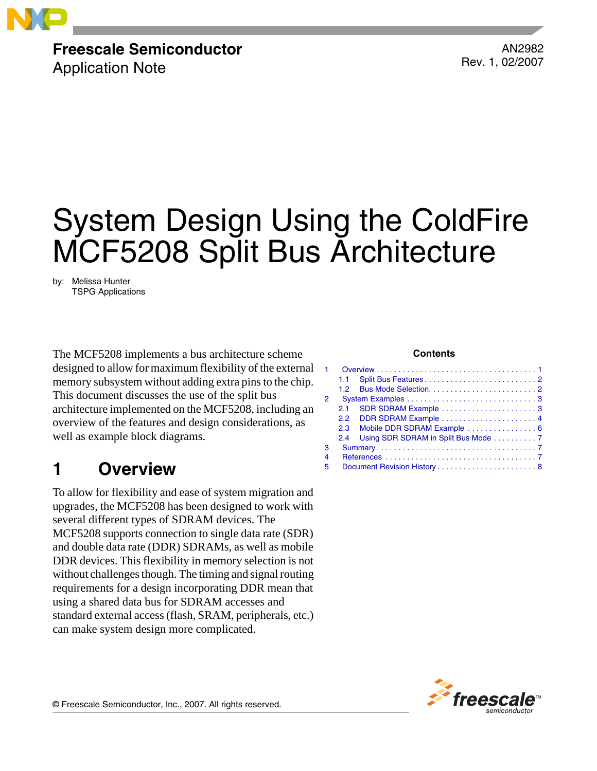**Freescale Semiconductor**
Application Note

AN2982
Rev. 1, 02/2007

# System Design Using the ColdFire MCF5208 Split Bus Architecture

by: Melissa Hunter
TSPG Applications

The MCF5208 implements a bus architecture scheme designed to allow for maximum flexibility of the external memory subsystem without adding extra pins to the chip. This document discusses the use of the split bus architecture implemented on the MCF5208, including an overview of the features and design considerations, as well as example block diagrams.

**Contents**

1 Overview . . . . . 1
  1.1 Split Bus Features . . . . . 2
  1.2 Bus Mode Selection. . . . . 2
2 System Examples . . . . . 3
  2.1 SDR SDRAM Example . . . . . 3
  2.2 DDR SDRAM Example . . . . . 4
  2.3 Mobile DDR SDRAM Example . . . . . 6
  2.4 Using SDR SDRAM in Split Bus Mode . . . . . 7
3 Summary . . . . . 7
4 References . . . . . 7
5 Document Revision History . . . . . 8

## 1 Overview

To allow for flexibility and ease of system migration and upgrades, the MCF5208 has been designed to work with several different types of SDRAM devices. The MCF5208 supports connection to single data rate (SDR) and double data rate (DDR) SDRAMs, as well as mobile DDR devices. This flexibility in memory selection is not without challenges though. The timing and signal routing requirements for a design incorporating DDR mean that using a shared data bus for SDRAM accesses and standard external access (flash, SRAM, peripherals, etc.) can make system design more complicated.

© Freescale Semiconductor, Inc., 2007. All rights reserved.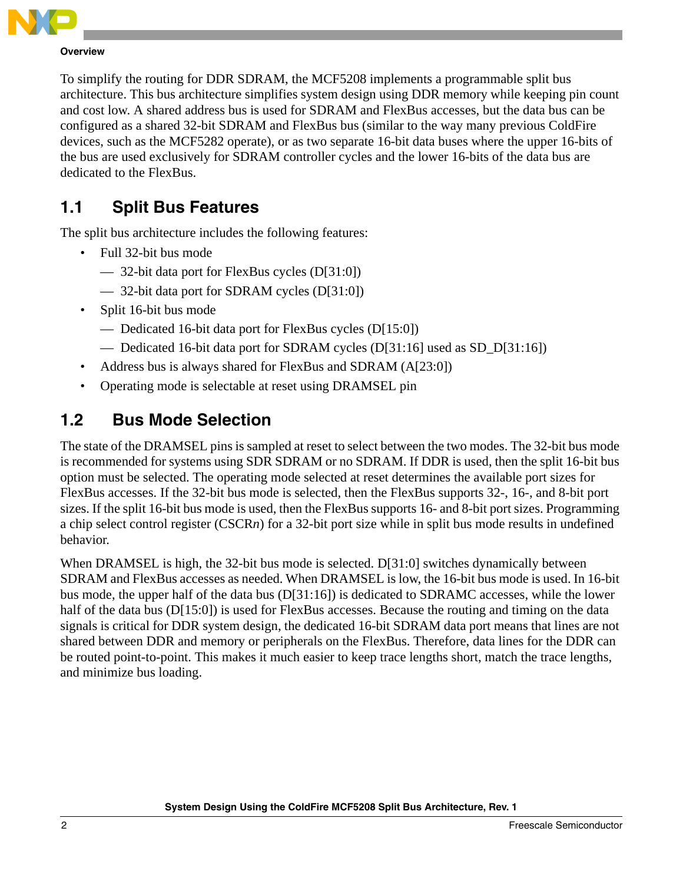To simplify the routing for DDR SDRAM, the MCF5208 implements a programmable split bus architecture. This bus architecture simplifies system design using DDR memory while keeping pin count and cost low. A shared address bus is used for SDRAM and FlexBus accesses, but the data bus can be configured as a shared 32-bit SDRAM and FlexBus bus (similar to the way many previous ColdFire devices, such as the MCF5282 operate), or as two separate 16-bit data buses where the upper 16-bits of the bus are used exclusively for SDRAM controller cycles and the lower 16-bits of the data bus are dedicated to the FlexBus.

## 1.1 Split Bus Features

The split bus architecture includes the following features:

- Full 32-bit bus mode
  - 32-bit data port for FlexBus cycles (D[31:0])
  - 32-bit data port for SDRAM cycles (D[31:0])
- Split 16-bit bus mode
  - Dedicated 16-bit data port for FlexBus cycles (D[15:0])
  - Dedicated 16-bit data port for SDRAM cycles (D[31:16] used as SD_D[31:16])
- Address bus is always shared for FlexBus and SDRAM (A[23:0])
- Operating mode is selectable at reset using DRAMSEL pin

## 1.2 Bus Mode Selection

The state of the DRAMSEL pins is sampled at reset to select between the two modes. The 32-bit bus mode is recommended for systems using SDR SDRAM or no SDRAM. If DDR is used, then the split 16-bit bus option must be selected. The operating mode selected at reset determines the available port sizes for FlexBus accesses. If the 32-bit bus mode is selected, then the FlexBus supports 32-, 16-, and 8-bit port sizes. If the split 16-bit bus mode is used, then the FlexBus supports 16- and 8-bit port sizes. Programming a chip select control register (CSCR*n*) for a 32-bit port size while in split bus mode results in undefined behavior.

When DRAMSEL is high, the 32-bit bus mode is selected. D[31:0] switches dynamically between SDRAM and FlexBus accesses as needed. When DRAMSEL is low, the 16-bit bus mode is used. In 16-bit bus mode, the upper half of the data bus (D[31:16]) is dedicated to SDRAMC accesses, while the lower half of the data bus (D[15:0]) is used for FlexBus accesses. Because the routing and timing on the data signals is critical for DDR system design, the dedicated 16-bit SDRAM data port means that lines are not shared between DDR and memory or peripherals on the FlexBus. Therefore, data lines for the DDR can be routed point-to-point. This makes it much easier to keep trace lengths short, match the trace lengths, and minimize bus loading.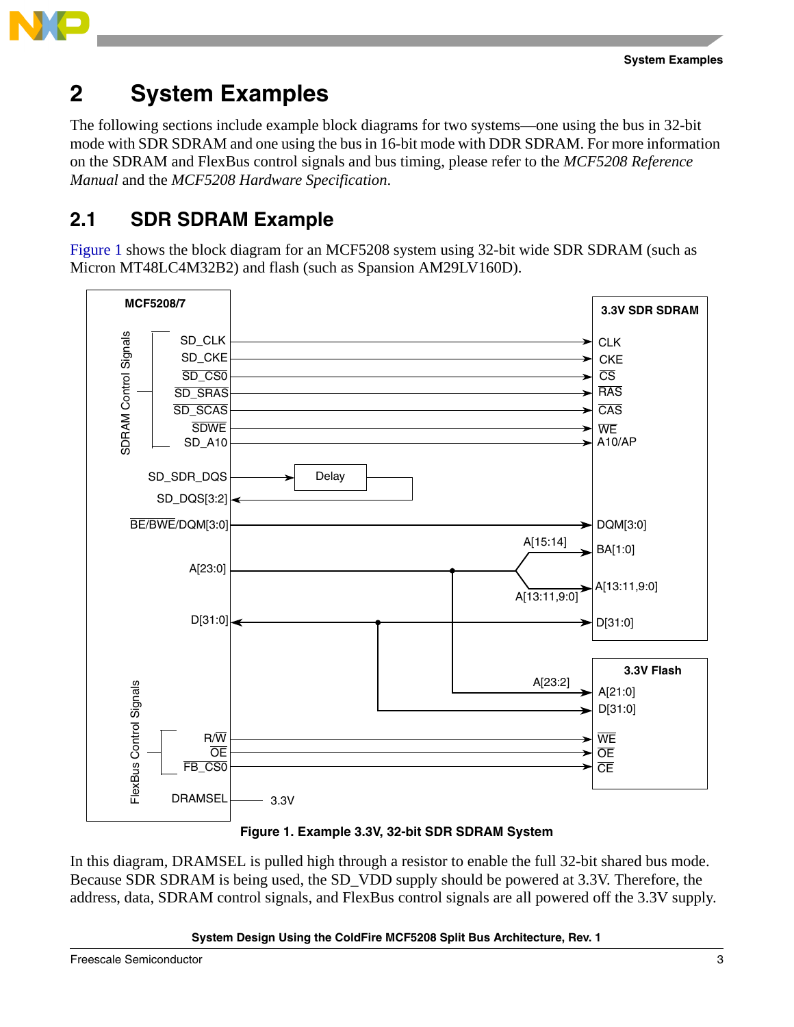## 2 System Examples

The following sections include example block diagrams for two systems—one using the bus in 32-bit mode with SDR SDRAM and one using the bus in 16-bit mode with DDR SDRAM. For more information on the SDRAM and FlexBus control signals and bus timing, please refer to the *MCF5208 Reference Manual* and the *MCF5208 Hardware Specification*.

### 2.1 SDR SDRAM Example

Figure 1 shows the block diagram for an MCF5208 system using 32-bit wide SDR SDRAM (such as Micron MT48LC4M32B2) and flash (such as Spansion AM29LV160D).

**Figure 1. Example 3.3V, 32-bit SDR SDRAM System**

In this diagram, DRAMSEL is pulled high through a resistor to enable the full 32-bit shared bus mode. Because SDR SDRAM is being used, the SD_VDD supply should be powered at 3.3V. Therefore, the address, data, SDRAM control signals, and FlexBus control signals are all powered off the 3.3V supply.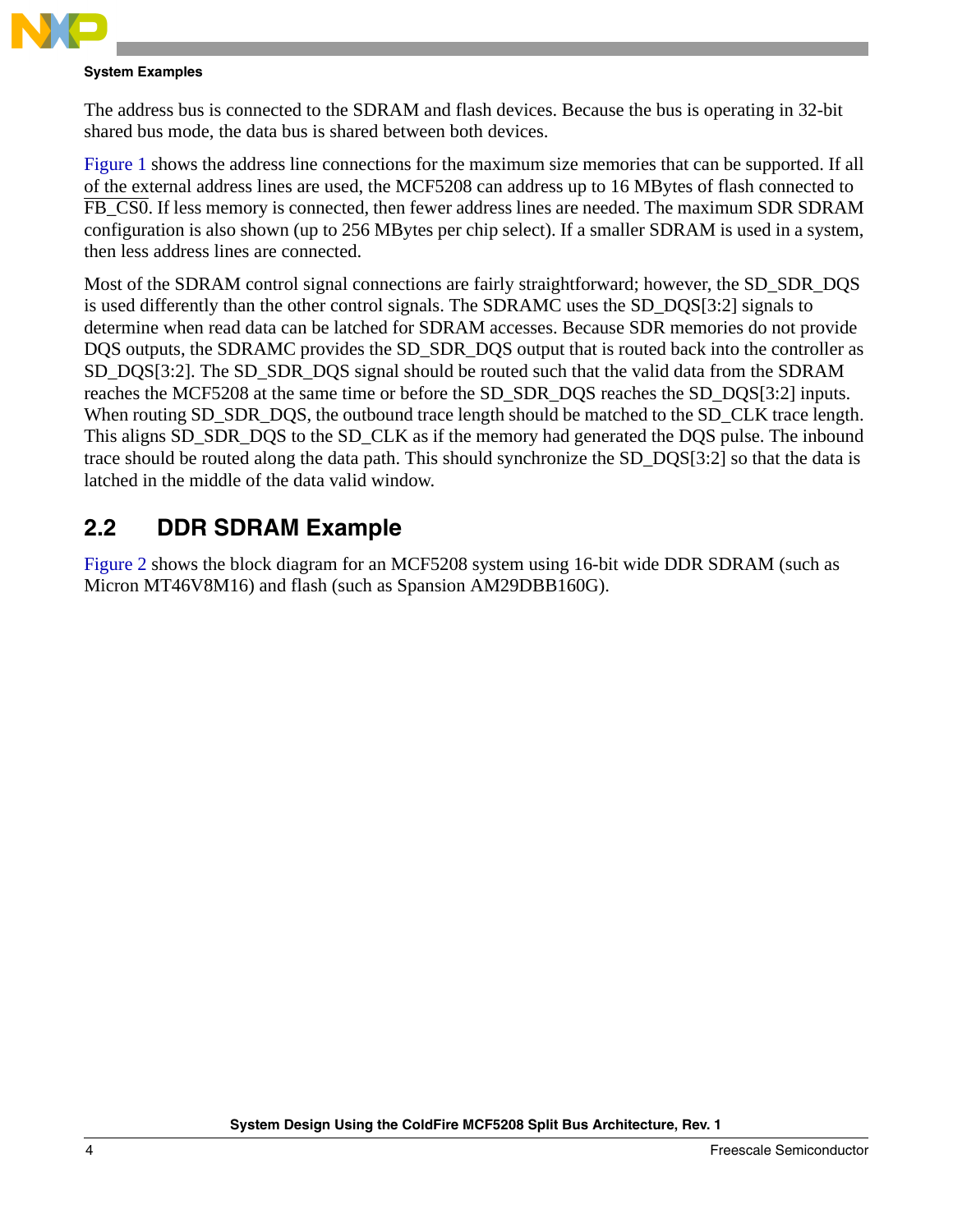The address bus is connected to the SDRAM and flash devices. Because the bus is operating in 32-bit shared bus mode, the data bus is shared between both devices.

Figure 1 shows the address line connections for the maximum size memories that can be supported. If all of the external address lines are used, the MCF5208 can address up to 16 MBytes of flash connected to FB_CS0. If less memory is connected, then fewer address lines are needed. The maximum SDR SDRAM configuration is also shown (up to 256 MBytes per chip select). If a smaller SDRAM is used in a system, then less address lines are connected.

Most of the SDRAM control signal connections are fairly straightforward; however, the SD_SDR_DQS is used differently than the other control signals. The SDRAMC uses the SD_DQS[3:2] signals to determine when read data can be latched for SDRAM accesses. Because SDR memories do not provide DQS outputs, the SDRAMC provides the SD_SDR_DQS output that is routed back into the controller as SD_DQS[3:2]. The SD_SDR_DQS signal should be routed such that the valid data from the SDRAM reaches the MCF5208 at the same time or before the SD_SDR_DQS reaches the SD_DQS[3:2] inputs. When routing SD_SDR_DQS, the outbound trace length should be matched to the SD_CLK trace length. This aligns SD_SDR_DQS to the SD_CLK as if the memory had generated the DQS pulse. The inbound trace should be routed along the data path. This should synchronize the SD_DQS[3:2] so that the data is latched in the middle of the data valid window.

## 2.2 DDR SDRAM Example

Figure 2 shows the block diagram for an MCF5208 system using 16-bit wide DDR SDRAM (such as Micron MT46V8M16) and flash (such as Spansion AM29DBB160G).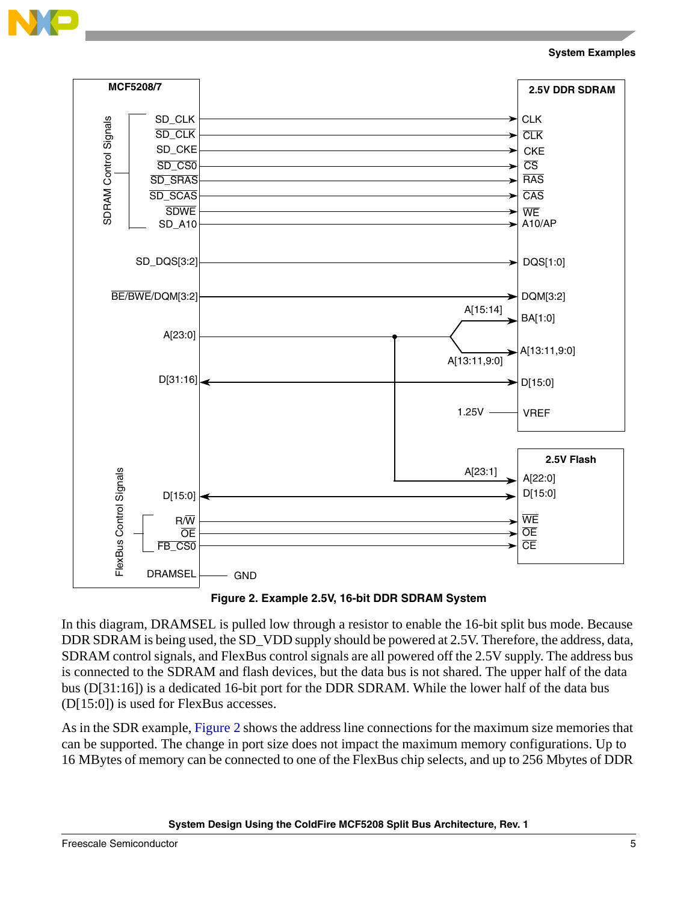**Figure 2. Example 2.5V, 16-bit DDR SDRAM System**

In this diagram, DRAMSEL is pulled low through a resistor to enable the 16-bit split bus mode. Because DDR SDRAM is being used, the SD_VDD supply should be powered at 2.5V. Therefore, the address, data, SDRAM control signals, and FlexBus control signals are all powered off the 2.5V supply. The address bus is connected to the SDRAM and flash devices, but the data bus is not shared. The upper half of the data bus (D[31:16]) is a dedicated 16-bit port for the DDR SDRAM. While the lower half of the data bus (D[15:0]) is used for FlexBus accesses.

As in the SDR example, Figure 2 shows the address line connections for the maximum size memories that can be supported. The change in port size does not impact the maximum memory configurations. Up to 16 MBytes of memory can be connected to one of the FlexBus chip selects, and up to 256 Mbytes of DDR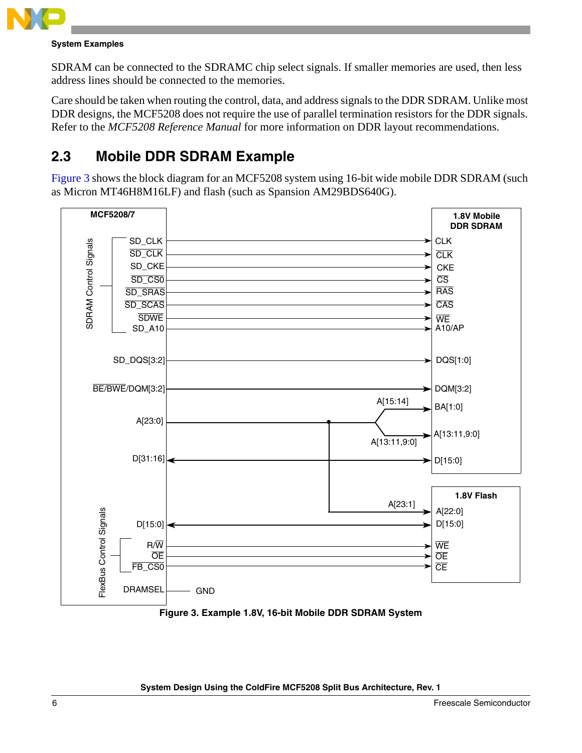SDRAM can be connected to the SDRAMC chip select signals. If smaller memories are used, then less address lines should be connected to the memories.

Care should be taken when routing the control, data, and address signals to the DDR SDRAM. Unlike most DDR designs, the MCF5208 does not require the use of parallel termination resistors for the DDR signals. Refer to the *MCF5208 Reference Manual* for more information on DDR layout recommendations.

## 2.3 Mobile DDR SDRAM Example

Figure 3 shows the block diagram for an MCF5208 system using 16-bit wide mobile DDR SDRAM (such as Micron MT46H8M16LF) and flash (such as Spansion AM29BDS640G).

**Figure 3. Example 1.8V, 16-bit Mobile DDR SDRAM System**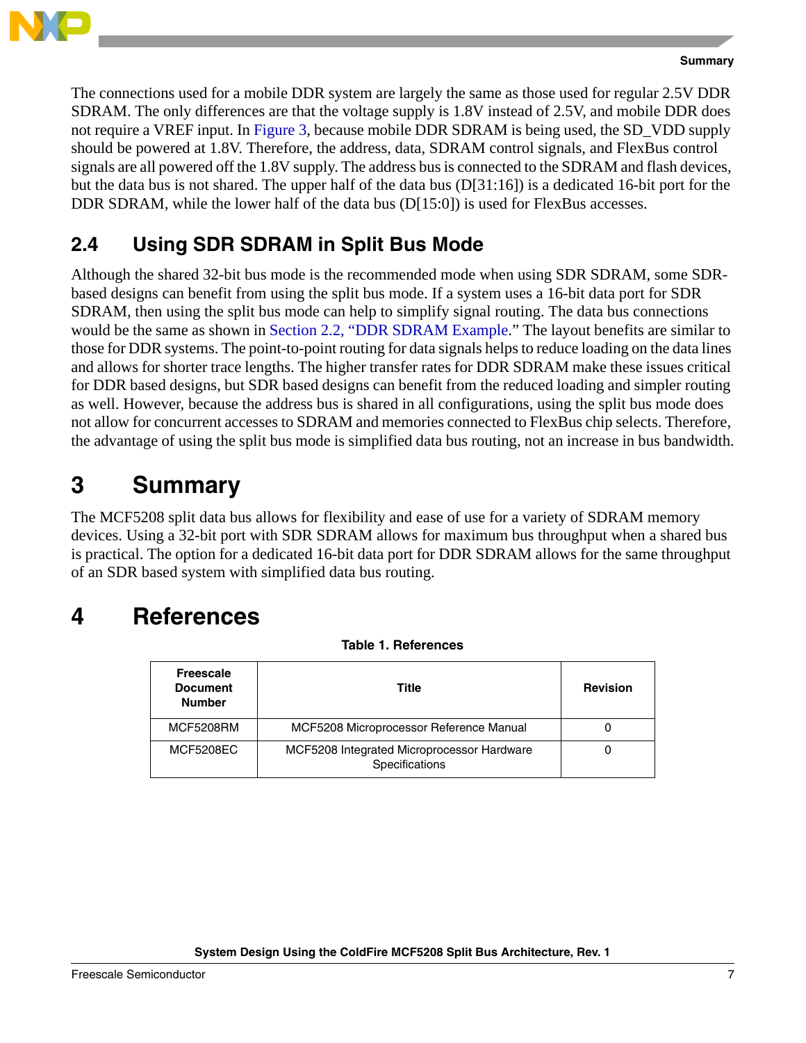The connections used for a mobile DDR system are largely the same as those used for regular 2.5V DDR SDRAM. The only differences are that the voltage supply is 1.8V instead of 2.5V, and mobile DDR does not require a VREF input. In Figure 3, because mobile DDR SDRAM is being used, the SD_VDD supply should be powered at 1.8V. Therefore, the address, data, SDRAM control signals, and FlexBus control signals are all powered off the 1.8V supply. The address bus is connected to the SDRAM and flash devices, but the data bus is not shared. The upper half of the data bus (D[31:16]) is a dedicated 16-bit port for the DDR SDRAM, while the lower half of the data bus (D[15:0]) is used for FlexBus accesses.

## 2.4 Using SDR SDRAM in Split Bus Mode

Although the shared 32-bit bus mode is the recommended mode when using SDR SDRAM, some SDR-based designs can benefit from using the split bus mode. If a system uses a 16-bit data port for SDR SDRAM, then using the split bus mode can help to simplify signal routing. The data bus connections would be the same as shown in Section 2.2, "DDR SDRAM Example." The layout benefits are similar to those for DDR systems. The point-to-point routing for data signals helps to reduce loading on the data lines and allows for shorter trace lengths. The higher transfer rates for DDR SDRAM make these issues critical for DDR based designs, but SDR based designs can benefit from the reduced loading and simpler routing as well. However, because the address bus is shared in all configurations, using the split bus mode does not allow for concurrent accesses to SDRAM and memories connected to FlexBus chip selects. Therefore, the advantage of using the split bus mode is simplified data bus routing, not an increase in bus bandwidth.

# 3 Summary

The MCF5208 split data bus allows for flexibility and ease of use for a variety of SDRAM memory devices. Using a 32-bit port with SDR SDRAM allows for maximum bus throughput when a shared bus is practical. The option for a dedicated 16-bit data port for DDR SDRAM allows for the same throughput of an SDR based system with simplified data bus routing.

# 4 References

**Table 1. References**

| Freescale Document Number | Title | Revision |
|---|---|---|
| MCF5208RM | MCF5208 Microprocessor Reference Manual | 0 |
| MCF5208EC | MCF5208 Integrated Microprocessor Hardware Specifications | 0 |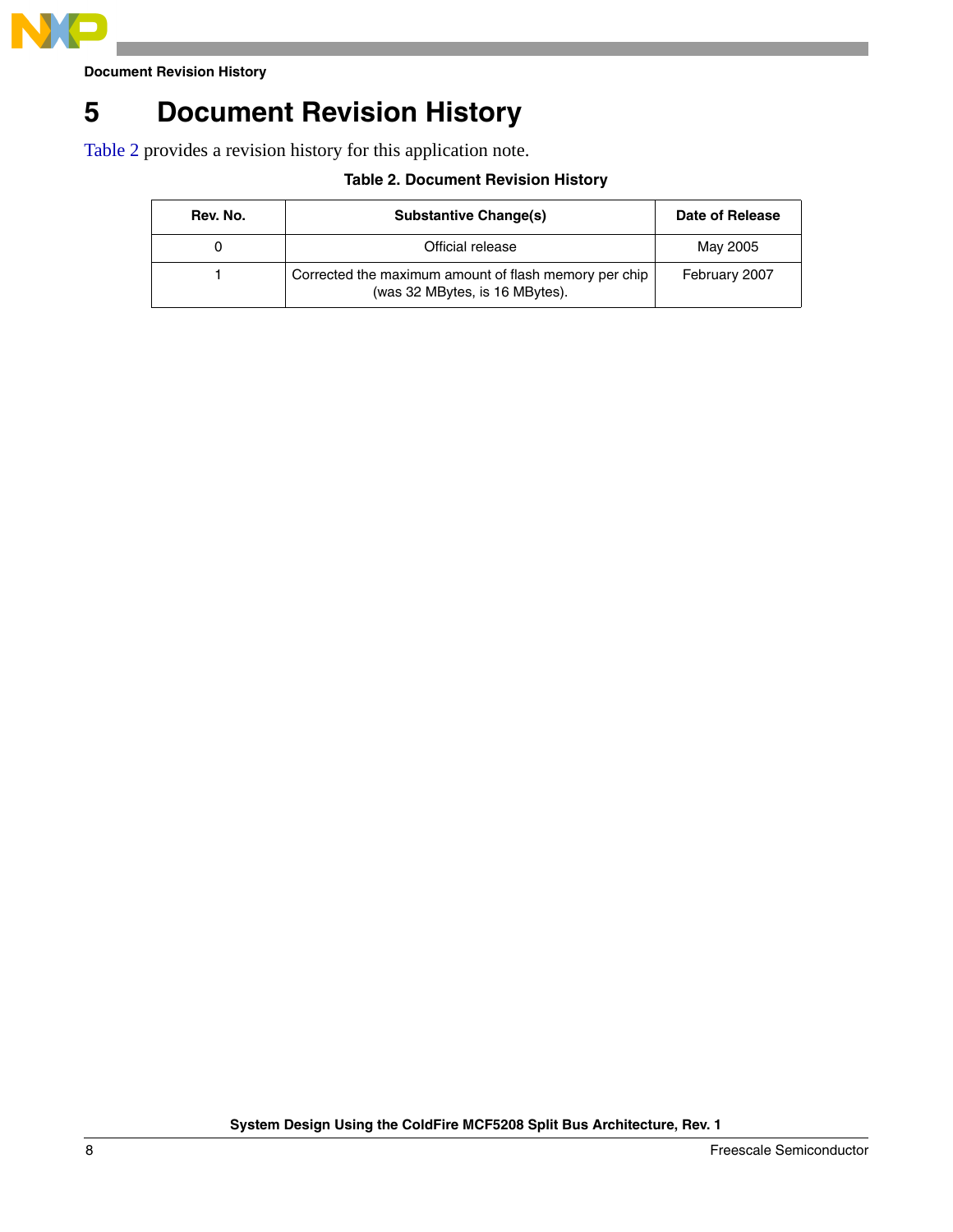# 5 Document Revision History

Table 2 provides a revision history for this application note.

**Table 2. Document Revision History**

| Rev. No. | Substantive Change(s) | Date of Release |
|---|---|---|
| 0 | Official release | May 2005 |
| 1 | Corrected the maximum amount of flash memory per chip (was 32 MBytes, is 16 MBytes). | February 2007 |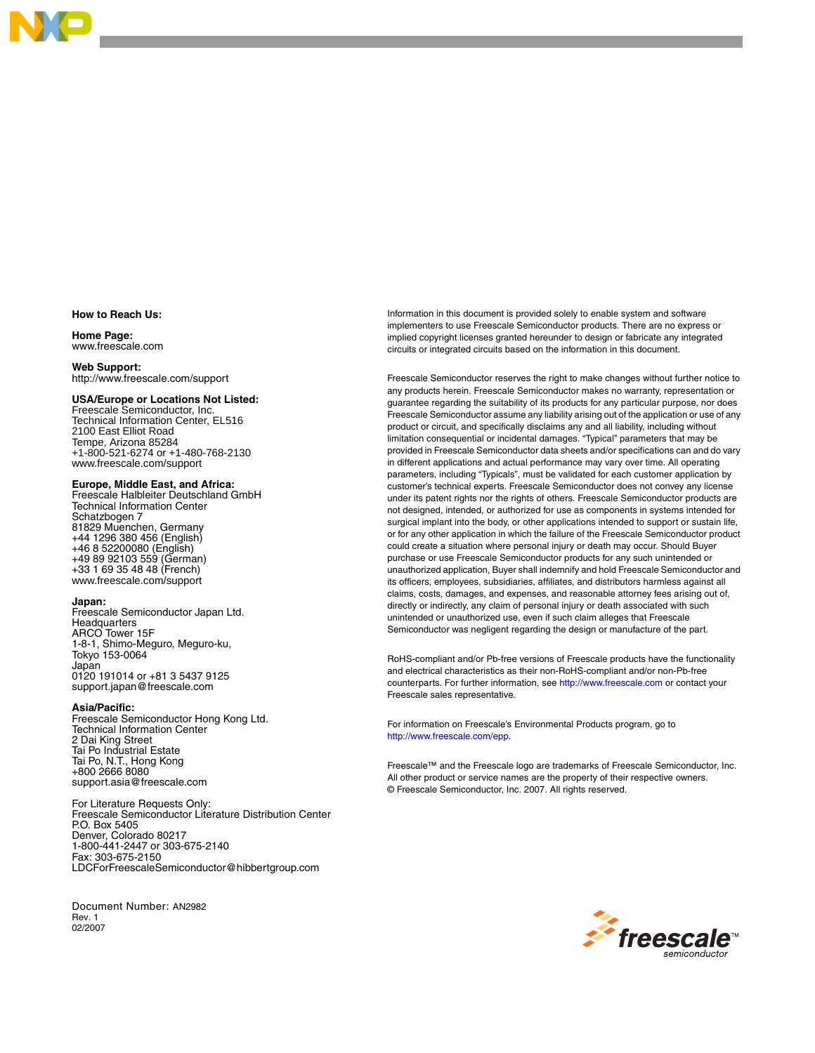**How to Reach Us:**

**Home Page:**
www.freescale.com

**Web Support:**
http://www.freescale.com/support

**USA/Europe or Locations Not Listed:**
Freescale Semiconductor, Inc.
Technical Information Center, EL516
2100 East Elliot Road
Tempe, Arizona 85284
+1-800-521-6274 or +1-480-768-2130
www.freescale.com/support

**Europe, Middle East, and Africa:**
Freescale Halbleiter Deutschland GmbH
Technical Information Center
Schatzbogen 7
81829 Muenchen, Germany
+44 1296 380 456 (English)
+46 8 52200080 (English)
+49 89 92103 559 (German)
+33 1 69 35 48 48 (French)
www.freescale.com/support

**Japan:**
Freescale Semiconductor Japan Ltd.
Headquarters
ARCO Tower 15F
1-8-1, Shimo-Meguro, Meguro-ku,
Tokyo 153-0064
Japan
0120 191014 or +81 3 5437 9125
support.japan@freescale.com

**Asia/Pacific:**
Freescale Semiconductor Hong Kong Ltd.
Technical Information Center
2 Dai King Street
Tai Po Industrial Estate
Tai Po, N.T., Hong Kong
+800 2666 8080
support.asia@freescale.com

For Literature Requests Only:
Freescale Semiconductor Literature Distribution Center
P.O. Box 5405
Denver, Colorado 80217
1-800-441-2447 or 303-675-2140
Fax: 303-675-2150
LDCForFreescaleSemiconductor@hibbertgroup.com

Document Number: AN2982
Rev. 1
02/2007

Information in this document is provided solely to enable system and software implementers to use Freescale Semiconductor products. There are no express or implied copyright licenses granted hereunder to design or fabricate any integrated circuits or integrated circuits based on the information in this document.

Freescale Semiconductor reserves the right to make changes without further notice to any products herein. Freescale Semiconductor makes no warranty, representation or guarantee regarding the suitability of its products for any particular purpose, nor does Freescale Semiconductor assume any liability arising out of the application or use of any product or circuit, and specifically disclaims any and all liability, including without limitation consequential or incidental damages. "Typical" parameters that may be provided in Freescale Semiconductor data sheets and/or specifications can and do vary in different applications and actual performance may vary over time. All operating parameters, including "Typicals", must be validated for each customer application by customer's technical experts. Freescale Semiconductor does not convey any license under its patent rights nor the rights of others. Freescale Semiconductor products are not designed, intended, or authorized for use as components in systems intended for surgical implant into the body, or other applications intended to support or sustain life, or for any other application in which the failure of the Freescale Semiconductor product could create a situation where personal injury or death may occur. Should Buyer purchase or use Freescale Semiconductor products for any such unintended or unauthorized application, Buyer shall indemnify and hold Freescale Semiconductor and its officers, employees, subsidiaries, affiliates, and distributors harmless against all claims, costs, damages, and expenses, and reasonable attorney fees arising out of, directly or indirectly, any claim of personal injury or death associated with such unintended or unauthorized use, even if such claim alleges that Freescale Semiconductor was negligent regarding the design or manufacture of the part.

RoHS-compliant and/or Pb-free versions of Freescale products have the functionality and electrical characteristics as their non-RoHS-compliant and/or non-Pb-free counterparts. For further information, see http://www.freescale.com or contact your Freescale sales representative.

For information on Freescale's Environmental Products program, go to http://www.freescale.com/epp.

Freescale™ and the Freescale logo are trademarks of Freescale Semiconductor, Inc. All other product or service names are the property of their respective owners.
© Freescale Semiconductor, Inc. 2007. All rights reserved.